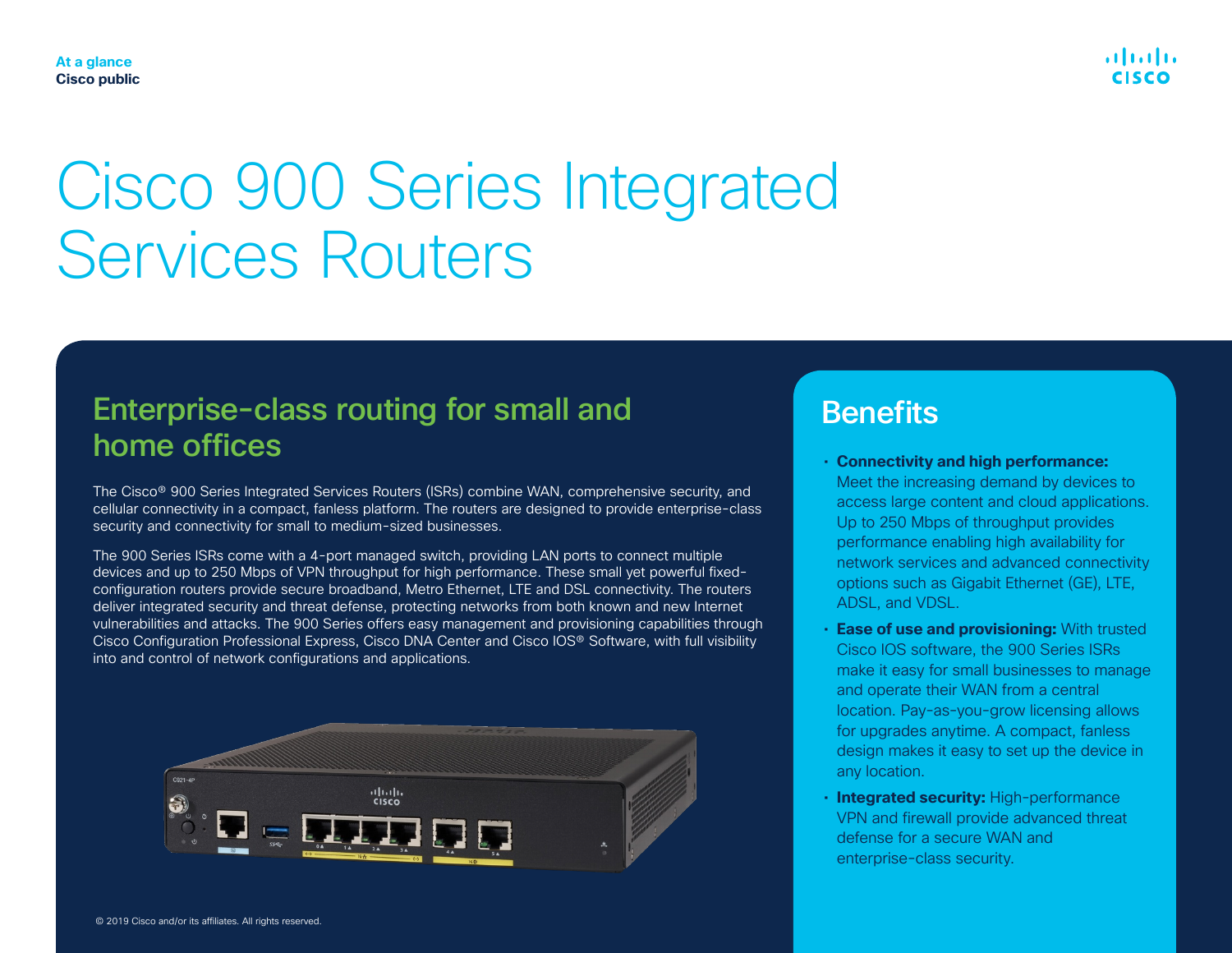At a glance
Cisco public

# Cisco 900 Series Integrated Services Routers

## Enterprise-class routing for small and home offices

The Cisco® 900 Series Integrated Services Routers (ISRs) combine WAN, comprehensive security, and cellular connectivity in a compact, fanless platform. The routers are designed to provide enterprise-class security and connectivity for small to medium-sized businesses.

The 900 Series ISRs come with a 4-port managed switch, providing LAN ports to connect multiple devices and up to 250 Mbps of VPN throughput for high performance. These small yet powerful fixed-configuration routers provide secure broadband, Metro Ethernet, LTE and DSL connectivity. The routers deliver integrated security and threat defense, protecting networks from both known and new Internet vulnerabilities and attacks. The 900 Series offers easy management and provisioning capabilities through Cisco Configuration Professional Express, Cisco DNA Center and Cisco IOS® Software, with full visibility into and control of network configurations and applications.

## Benefits

- **Connectivity and high performance:** Meet the increasing demand by devices to access large content and cloud applications. Up to 250 Mbps of throughput provides performance enabling high availability for network services and advanced connectivity options such as Gigabit Ethernet (GE), LTE, ADSL, and VDSL.
- **Ease of use and provisioning:** With trusted Cisco IOS software, the 900 Series ISRs make it easy for small businesses to manage and operate their WAN from a central location. Pay-as-you-grow licensing allows for upgrades anytime. A compact, fanless design makes it easy to set up the device in any location.
- **Integrated security:** High-performance VPN and firewall provide advanced threat defense for a secure WAN and enterprise-class security.

© 2019 Cisco and/or its affiliates. All rights reserved.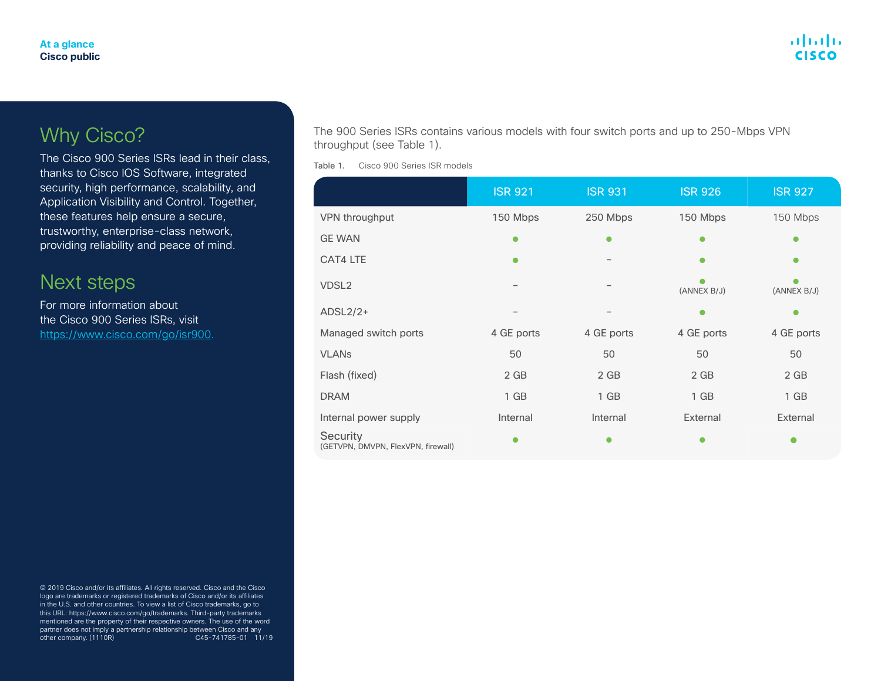## Why Cisco?

The Cisco 900 Series ISRs lead in their class, thanks to Cisco IOS Software, integrated security, high performance, scalability, and Application Visibility and Control. Together, these features help ensure a secure, trustworthy, enterprise-class network, providing reliability and peace of mind.

## Next steps

For more information about the Cisco 900 Series ISRs, visit https://www.cisco.com/go/isr900.

The 900 Series ISRs contains various models with four switch ports and up to 250-Mbps VPN throughput (see Table 1).

Table 1. Cisco 900 Series ISR models

| | ISR 921 | ISR 931 | ISR 926 | ISR 927 |
|---|---|---|---|---|
| VPN throughput | 150 Mbps | 250 Mbps | 150 Mbps | 150 Mbps |
| GE WAN | ● | ● | ● | ● |
| CAT4 LTE | ● | – | ● | ● |
| VDSL2 | – | – | ● (ANNEX B/J) | ● (ANNEX B/J) |
| ADSL2/2+ | – | – | ● | ● |
| Managed switch ports | 4 GE ports | 4 GE ports | 4 GE ports | 4 GE ports |
| VLANs | 50 | 50 | 50 | 50 |
| Flash (fixed) | 2 GB | 2 GB | 2 GB | 2 GB |
| DRAM | 1 GB | 1 GB | 1 GB | 1 GB |
| Internal power supply | Internal | Internal | External | External |
| Security (GETVPN, DMVPN, FlexVPN, firewall) | ● | ● | ● | ● |

© 2019 Cisco and/or its affiliates. All rights reserved. Cisco and the Cisco logo are trademarks or registered trademarks of Cisco and/or its affiliates in the U.S. and other countries. To view a list of Cisco trademarks, go to this URL: https://www.cisco.com/go/trademarks. Third-party trademarks mentioned are the property of their respective owners. The use of the word partner does not imply a partnership relationship between Cisco and any other company. (1110R) C45-741785-01 11/19